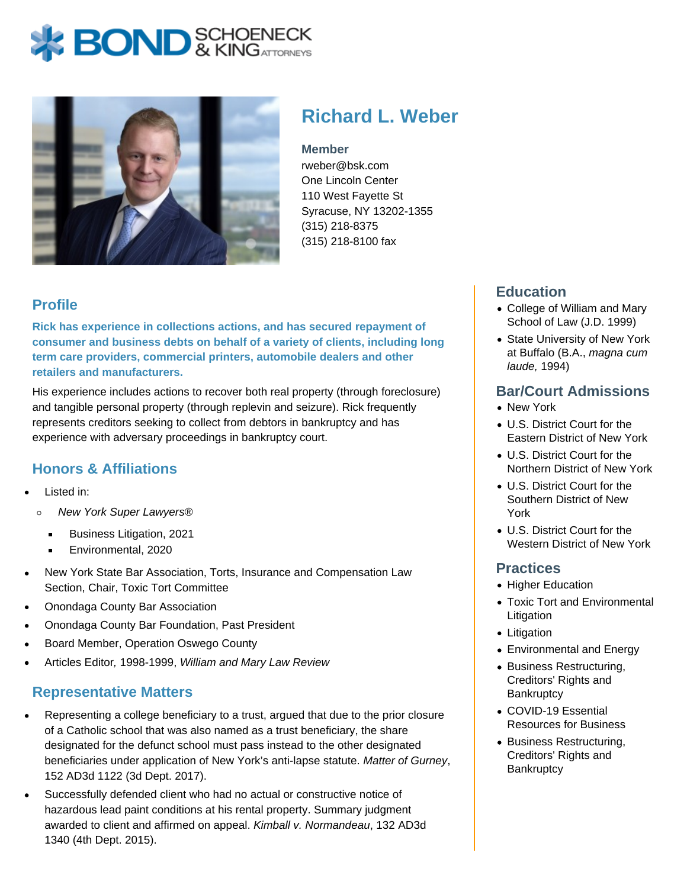# Richard L. Weber

**Member**
rweber@bsk.com
One Lincoln Center
110 West Fayette St
Syracuse, NY 13202-1355
(315) 218-8375
(315) 218-8100 fax

## Profile

**Rick has experience in collections actions, and has secured repayment of consumer and business debts on behalf of a variety of clients, including long term care providers, commercial printers, automobile dealers and other retailers and manufacturers.**

His experience includes actions to recover both real property (through foreclosure) and tangible personal property (through replevin and seizure). Rick frequently represents creditors seeking to collect from debtors in bankruptcy and has experience with adversary proceedings in bankruptcy court.

## Honors & Affiliations

- Listed in:
  - *New York Super Lawyers®*
    - Business Litigation, 2021
    - Environmental, 2020
- New York State Bar Association, Torts, Insurance and Compensation Law Section, Chair, Toxic Tort Committee
- Onondaga County Bar Association
- Onondaga County Bar Foundation, Past President
- Board Member, Operation Oswego County
- Articles Editor, 1998-1999, *William and Mary Law Review*

## Representative Matters

- Representing a college beneficiary to a trust, argued that due to the prior closure of a Catholic school that was also named as a trust beneficiary, the share designated for the defunct school must pass instead to the other designated beneficiaries under application of New York's anti-lapse statute. *Matter of Gurney*, 152 AD3d 1122 (3d Dept. 2017).
- Successfully defended client who had no actual or constructive notice of hazardous lead paint conditions at his rental property. Summary judgment awarded to client and affirmed on appeal. *Kimball v. Normandeau*, 132 AD3d 1340 (4th Dept. 2015).

## Education

- College of William and Mary School of Law (J.D. 1999)
- State University of New York at Buffalo (B.A., *magna cum laude,* 1994)

## Bar/Court Admissions

- New York
- U.S. District Court for the Eastern District of New York
- U.S. District Court for the Northern District of New York
- U.S. District Court for the Southern District of New York
- U.S. District Court for the Western District of New York

## Practices

- Higher Education
- Toxic Tort and Environmental Litigation
- Litigation
- Environmental and Energy
- Business Restructuring, Creditors' Rights and Bankruptcy
- COVID-19 Essential Resources for Business
- Business Restructuring, Creditors' Rights and Bankruptcy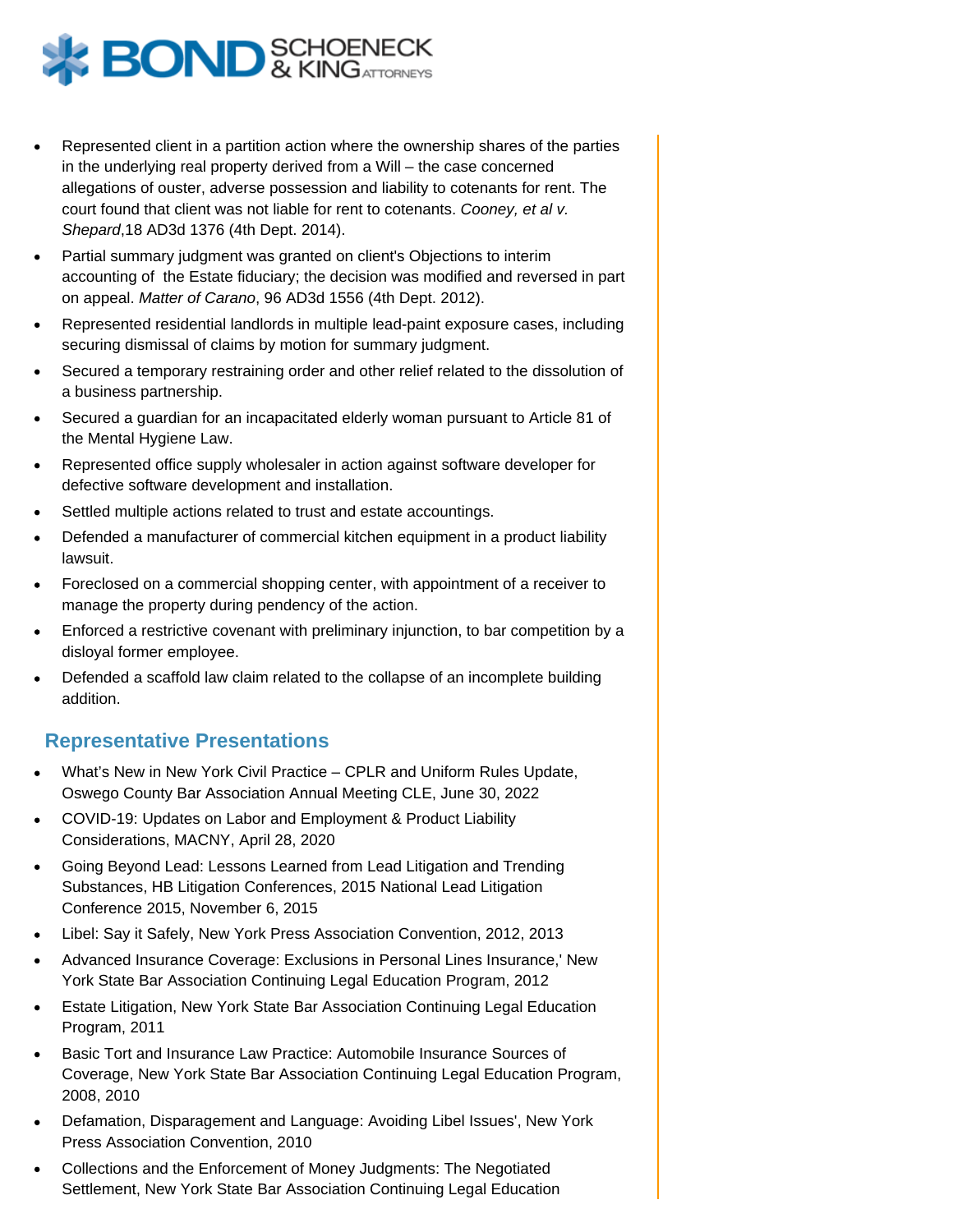- Represented client in a partition action where the ownership shares of the parties in the underlying real property derived from a Will – the case concerned allegations of ouster, adverse possession and liability to cotenants for rent. The court found that client was not liable for rent to cotenants. *Cooney, et al v. Shepard*,18 AD3d 1376 (4th Dept. 2014).
- Partial summary judgment was granted on client's Objections to interim accounting of the Estate fiduciary; the decision was modified and reversed in part on appeal. *Matter of Carano*, 96 AD3d 1556 (4th Dept. 2012).
- Represented residential landlords in multiple lead-paint exposure cases, including securing dismissal of claims by motion for summary judgment.
- Secured a temporary restraining order and other relief related to the dissolution of a business partnership.
- Secured a guardian for an incapacitated elderly woman pursuant to Article 81 of the Mental Hygiene Law.
- Represented office supply wholesaler in action against software developer for defective software development and installation.
- Settled multiple actions related to trust and estate accountings.
- Defended a manufacturer of commercial kitchen equipment in a product liability lawsuit.
- Foreclosed on a commercial shopping center, with appointment of a receiver to manage the property during pendency of the action.
- Enforced a restrictive covenant with preliminary injunction, to bar competition by a disloyal former employee.
- Defended a scaffold law claim related to the collapse of an incomplete building addition.

## Representative Presentations

- What's New in New York Civil Practice – CPLR and Uniform Rules Update, Oswego County Bar Association Annual Meeting CLE, June 30, 2022
- COVID-19: Updates on Labor and Employment & Product Liability Considerations, MACNY, April 28, 2020
- Going Beyond Lead: Lessons Learned from Lead Litigation and Trending Substances, HB Litigation Conferences, 2015 National Lead Litigation Conference 2015, November 6, 2015
- Libel: Say it Safely, New York Press Association Convention, 2012, 2013
- Advanced Insurance Coverage: Exclusions in Personal Lines Insurance,' New York State Bar Association Continuing Legal Education Program, 2012
- Estate Litigation, New York State Bar Association Continuing Legal Education Program, 2011
- Basic Tort and Insurance Law Practice: Automobile Insurance Sources of Coverage, New York State Bar Association Continuing Legal Education Program, 2008, 2010
- Defamation, Disparagement and Language: Avoiding Libel Issues', New York Press Association Convention, 2010
- Collections and the Enforcement of Money Judgments: The Negotiated Settlement, New York State Bar Association Continuing Legal Education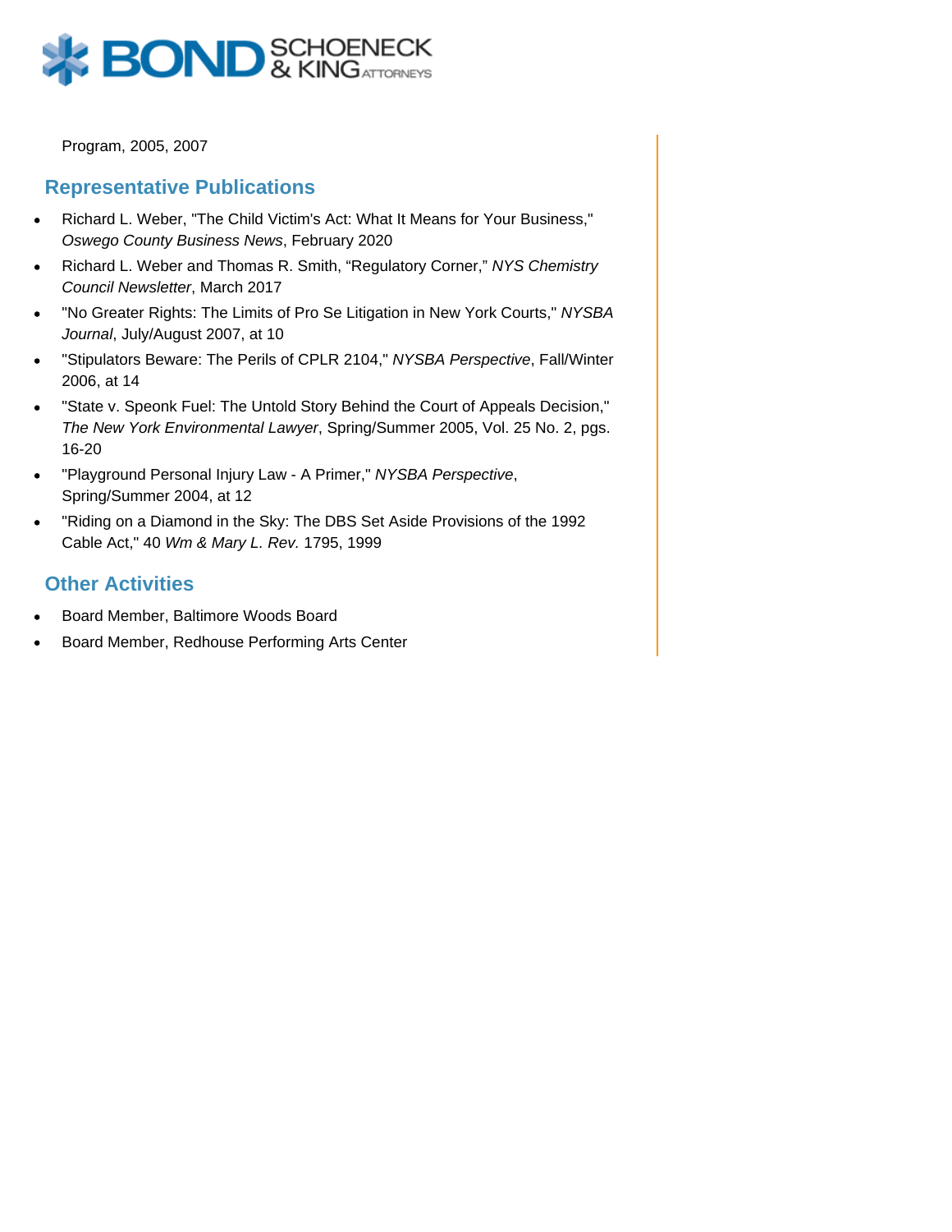Program, 2005, 2007

## Representative Publications

- Richard L. Weber, "The Child Victim's Act: What It Means for Your Business," *Oswego County Business News*, February 2020
- Richard L. Weber and Thomas R. Smith, “Regulatory Corner,” *NYS Chemistry Council Newsletter*, March 2017
- "No Greater Rights: The Limits of Pro Se Litigation in New York Courts," *NYSBA Journal*, July/August 2007, at 10
- "Stipulators Beware: The Perils of CPLR 2104," *NYSBA Perspective*, Fall/Winter 2006, at 14
- "State v. Speonk Fuel: The Untold Story Behind the Court of Appeals Decision," *The New York Environmental Lawyer*, Spring/Summer 2005, Vol. 25 No. 2, pgs. 16-20
- "Playground Personal Injury Law - A Primer," *NYSBA Perspective*, Spring/Summer 2004, at 12
- "Riding on a Diamond in the Sky: The DBS Set Aside Provisions of the 1992 Cable Act," 40 *Wm & Mary L. Rev.* 1795, 1999

## Other Activities

- Board Member, Baltimore Woods Board
- Board Member, Redhouse Performing Arts Center